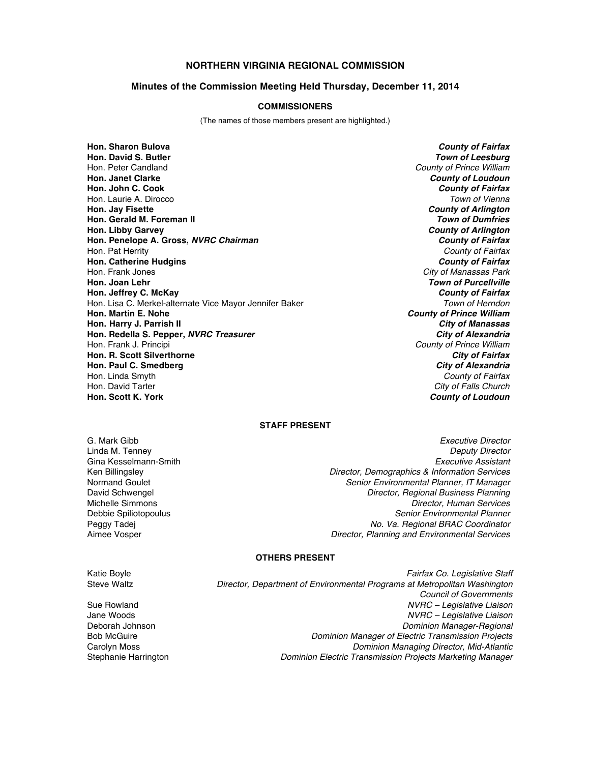# NORTHERN VIRGINIA REGIONAL COMMISSION

## Minutes of the Commission Meeting Held Thursday, December 11, 2014

### COMMISSIONERS

(The names of those members present are highlighted.)

| | |
|---|---|
| **Hon. Sharon Bulova** | ***County of Fairfax*** |
| **Hon. David S. Butler** | ***Town of Leesburg*** |
| Hon. Peter Candland | *County of Prince William* |
| **Hon. Janet Clarke** | ***County of Loudoun*** |
| **Hon. John C. Cook** | ***County of Fairfax*** |
| Hon. Laurie A. Dirocco | *Town of Vienna* |
| **Hon. Jay Fisette** | ***County of Arlington*** |
| **Hon. Gerald M. Foreman II** | ***Town of Dumfries*** |
| **Hon. Libby Garvey** | ***County of Arlington*** |
| **Hon. Penelope A. Gross, *NVRC Chairman*** | ***County of Fairfax*** |
| Hon. Pat Herrity | *County of Fairfax* |
| **Hon. Catherine Hudgins** | ***County of Fairfax*** |
| Hon. Frank Jones | *City of Manassas Park* |
| **Hon. Joan Lehr** | ***Town of Purcellville*** |
| **Hon. Jeffrey C. McKay** | ***County of Fairfax*** |
| Hon. Lisa C. Merkel-alternate Vice Mayor Jennifer Baker | *Town of Herndon* |
| **Hon. Martin E. Nohe** | ***County of Prince William*** |
| **Hon. Harry J. Parrish II** | ***City of Manassas*** |
| **Hon. Redella S. Pepper, *NVRC Treasurer*** | ***City of Alexandria*** |
| Hon. Frank J. Principi | *County of Prince William* |
| **Hon. R. Scott Silverthorne** | ***City of Fairfax*** |
| **Hon. Paul C. Smedberg** | ***City of Alexandria*** |
| Hon. Linda Smyth | *County of Fairfax* |
| Hon. David Tarter | *City of Falls Church* |
| **Hon. Scott K. York** | ***County of Loudoun*** |

### STAFF PRESENT

| | |
|---|---|
| G. Mark Gibb | *Executive Director* |
| Linda M. Tenney | *Deputy Director* |
| Gina Kesselmann-Smith | *Executive Assistant* |
| Ken Billingsley | *Director, Demographics & Information Services* |
| Normand Goulet | *Senior Environmental Planner, IT Manager* |
| David Schwengel | *Director, Regional Business Planning* |
| Michelle Simmons | *Director, Human Services* |
| Debbie Spiliotopoulus | *Senior Environmental Planner* |
| Peggy Tadej | *No. Va. Regional BRAC Coordinator* |
| Aimee Vosper | *Director, Planning and Environmental Services* |

### OTHERS PRESENT

| | |
|---|---|
| Katie Boyle | *Fairfax Co. Legislative Staff* |
| Steve Waltz | *Director, Department of Environmental Programs at Metropolitan Washington Council of Governments* |
| Sue Rowland | *NVRC – Legislative Liaison* |
| Jane Woods | *NVRC – Legislative Liaison* |
| Deborah Johnson | *Dominion Manager-Regional* |
| Bob McGuire | *Dominion Manager of Electric Transmission Projects* |
| Carolyn Moss | *Dominion Managing Director, Mid-Atlantic* |
| Stephanie Harrington | *Dominion Electric Transmission Projects Marketing Manager* |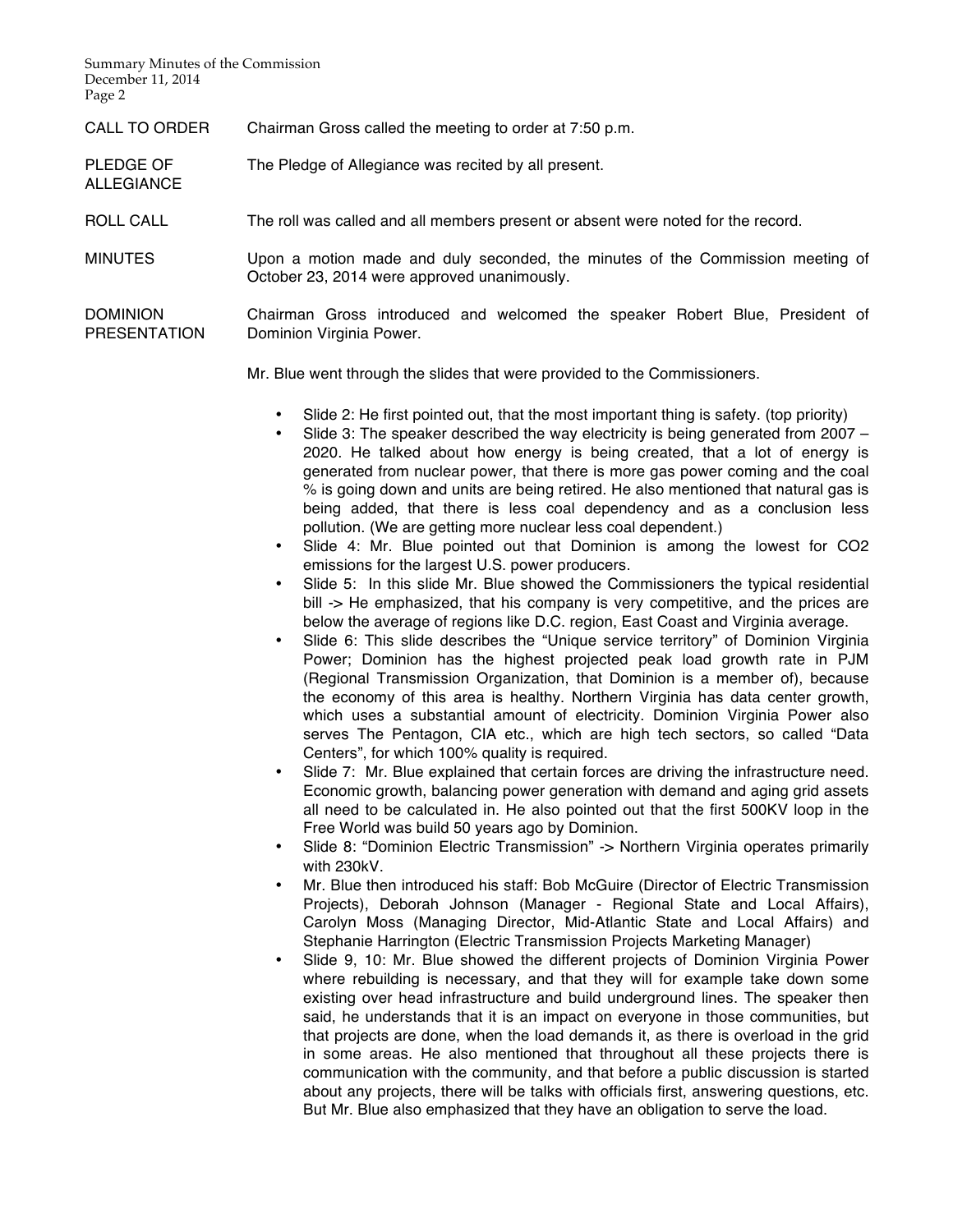**CALL TO ORDER** Chairman Gross called the meeting to order at 7:50 p.m.

**PLEDGE OF ALLEGIANCE** The Pledge of Allegiance was recited by all present.

**ROLL CALL** The roll was called and all members present or absent were noted for the record.

**MINUTES** Upon a motion made and duly seconded, the minutes of the Commission meeting of October 23, 2014 were approved unanimously.

**DOMINION PRESENTATION** Chairman Gross introduced and welcomed the speaker Robert Blue, President of Dominion Virginia Power.

Mr. Blue went through the slides that were provided to the Commissioners.

- Slide 2: He first pointed out, that the most important thing is safety. (top priority)
- Slide 3: The speaker described the way electricity is being generated from 2007 – 2020. He talked about how energy is being created, that a lot of energy is generated from nuclear power, that there is more gas power coming and the coal % is going down and units are being retired. He also mentioned that natural gas is being added, that there is less coal dependency and as a conclusion less pollution. (We are getting more nuclear less coal dependent.)
- Slide 4: Mr. Blue pointed out that Dominion is among the lowest for $CO_2$ emissions for the largest U.S. power producers.
- Slide 5: In this slide Mr. Blue showed the Commissioners the typical residential bill -> He emphasized, that his company is very competitive, and the prices are below the average of regions like D.C. region, East Coast and Virginia average.
- Slide 6: This slide describes the "Unique service territory" of Dominion Virginia Power; Dominion has the highest projected peak load growth rate in PJM (Regional Transmission Organization, that Dominion is a member of), because the economy of this area is healthy. Northern Virginia has data center growth, which uses a substantial amount of electricity. Dominion Virginia Power also serves The Pentagon, CIA etc., which are high tech sectors, so called "Data Centers", for which 100% quality is required.
- Slide 7: Mr. Blue explained that certain forces are driving the infrastructure need. Economic growth, balancing power generation with demand and aging grid assets all need to be calculated in. He also pointed out that the first 500KV loop in the Free World was build 50 years ago by Dominion.
- Slide 8: "Dominion Electric Transmission" -> Northern Virginia operates primarily with 230kV.
- Mr. Blue then introduced his staff: Bob McGuire (Director of Electric Transmission Projects), Deborah Johnson (Manager - Regional State and Local Affairs), Carolyn Moss (Managing Director, Mid-Atlantic State and Local Affairs) and Stephanie Harrington (Electric Transmission Projects Marketing Manager)
- Slide 9, 10: Mr. Blue showed the different projects of Dominion Virginia Power where rebuilding is necessary, and that they will for example take down some existing over head infrastructure and build underground lines. The speaker then said, he understands that it is an impact on everyone in those communities, but that projects are done, when the load demands it, as there is overload in the grid in some areas. He also mentioned that throughout all these projects there is communication with the community, and that before a public discussion is started about any projects, there will be talks with officials first, answering questions, etc. But Mr. Blue also emphasized that they have an obligation to serve the load.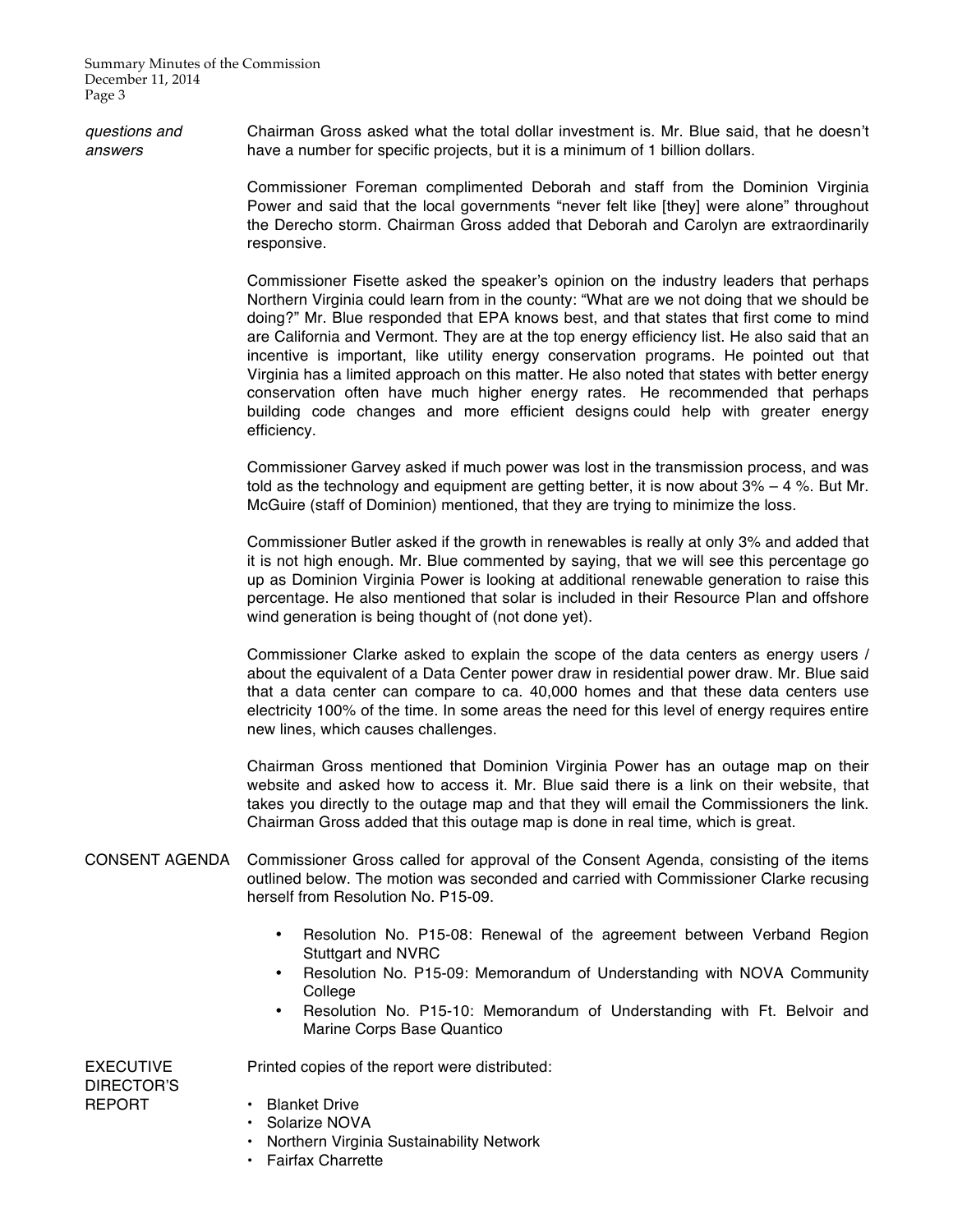*questions and answers*

Chairman Gross asked what the total dollar investment is. Mr. Blue said, that he doesn't have a number for specific projects, but it is a minimum of 1 billion dollars.

Commissioner Foreman complimented Deborah and staff from the Dominion Virginia Power and said that the local governments "never felt like [they] were alone" throughout the Derecho storm. Chairman Gross added that Deborah and Carolyn are extraordinarily responsive.

Commissioner Fisette asked the speaker's opinion on the industry leaders that perhaps Northern Virginia could learn from in the county: "What are we not doing that we should be doing?" Mr. Blue responded that EPA knows best, and that states that first come to mind are California and Vermont. They are at the top energy efficiency list. He also said that an incentive is important, like utility energy conservation programs. He pointed out that Virginia has a limited approach on this matter. He also noted that states with better energy conservation often have much higher energy rates. He recommended that perhaps building code changes and more efficient designs could help with greater energy efficiency.

Commissioner Garvey asked if much power was lost in the transmission process, and was told as the technology and equipment are getting better, it is now about 3% – 4 %. But Mr. McGuire (staff of Dominion) mentioned, that they are trying to minimize the loss.

Commissioner Butler asked if the growth in renewables is really at only 3% and added that it is not high enough. Mr. Blue commented by saying, that we will see this percentage go up as Dominion Virginia Power is looking at additional renewable generation to raise this percentage. He also mentioned that solar is included in their Resource Plan and offshore wind generation is being thought of (not done yet).

Commissioner Clarke asked to explain the scope of the data centers as energy users / about the equivalent of a Data Center power draw in residential power draw. Mr. Blue said that a data center can compare to ca. 40,000 homes and that these data centers use electricity 100% of the time. In some areas the need for this level of energy requires entire new lines, which causes challenges.

Chairman Gross mentioned that Dominion Virginia Power has an outage map on their website and asked how to access it. Mr. Blue said there is a link on their website, that takes you directly to the outage map and that they will email the Commissioners the link. Chairman Gross added that this outage map is done in real time, which is great.

CONSENT AGENDA

Commissioner Gross called for approval of the Consent Agenda, consisting of the items outlined below. The motion was seconded and carried with Commissioner Clarke recusing herself from Resolution No. P15-09.

- Resolution No. P15-08: Renewal of the agreement between Verband Region Stuttgart and NVRC
- Resolution No. P15-09: Memorandum of Understanding with NOVA Community College
- Resolution No. P15-10: Memorandum of Understanding with Ft. Belvoir and Marine Corps Base Quantico

EXECUTIVE DIRECTOR'S REPORT

Printed copies of the report were distributed:

- Blanket Drive
- Solarize NOVA
- Northern Virginia Sustainability Network
- Fairfax Charrette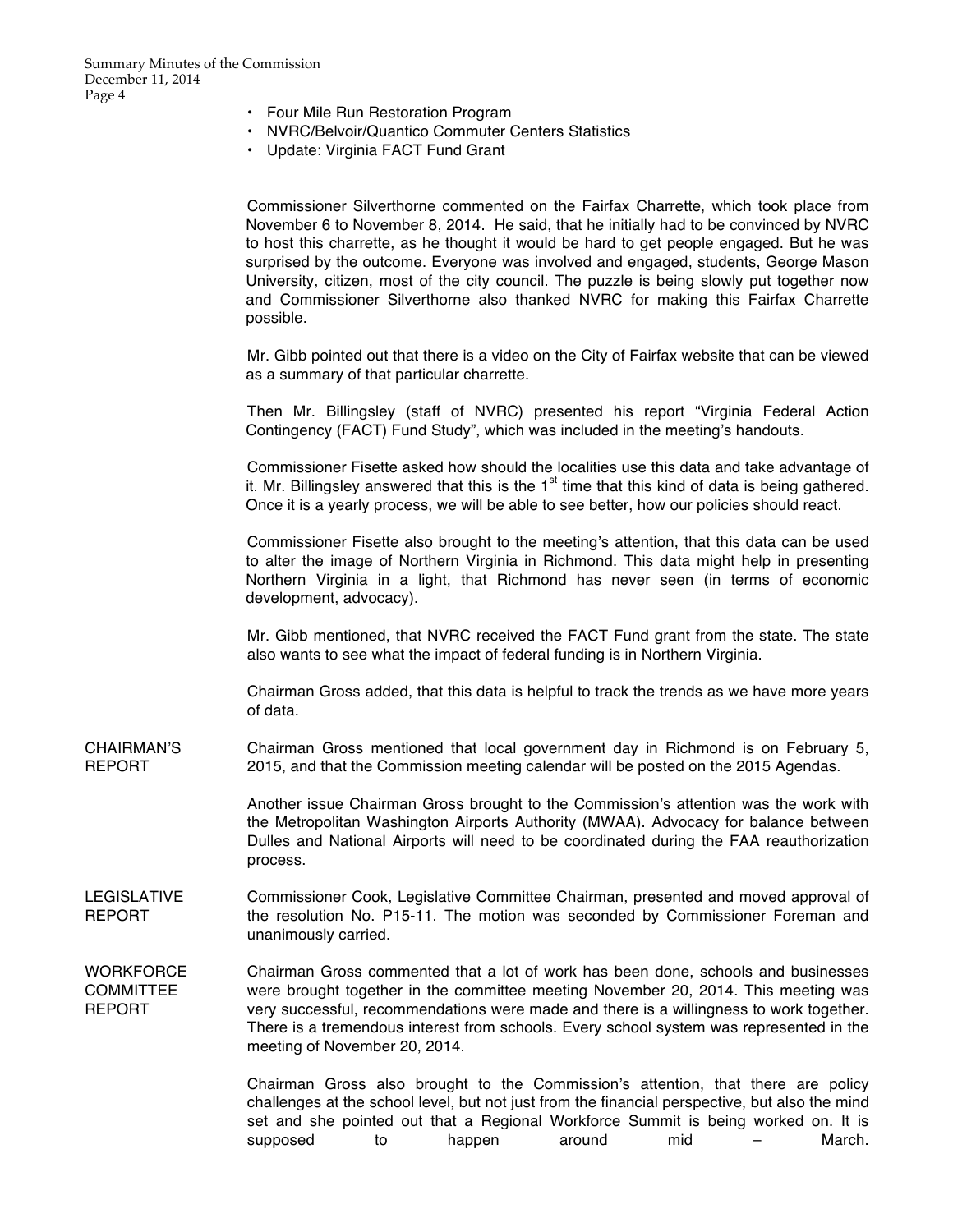- Four Mile Run Restoration Program
- NVRC/Belvoir/Quantico Commuter Centers Statistics
- Update: Virginia FACT Fund Grant

Commissioner Silverthorne commented on the Fairfax Charrette, which took place from November 6 to November 8, 2014. He said, that he initially had to be convinced by NVRC to host this charrette, as he thought it would be hard to get people engaged. But he was surprised by the outcome. Everyone was involved and engaged, students, George Mason University, citizen, most of the city council. The puzzle is being slowly put together now and Commissioner Silverthorne also thanked NVRC for making this Fairfax Charrette possible.

Mr. Gibb pointed out that there is a video on the City of Fairfax website that can be viewed as a summary of that particular charrette.

Then Mr. Billingsley (staff of NVRC) presented his report "Virginia Federal Action Contingency (FACT) Fund Study", which was included in the meeting's handouts.

Commissioner Fisette asked how should the localities use this data and take advantage of it. Mr. Billingsley answered that this is the 1st time that this kind of data is being gathered. Once it is a yearly process, we will be able to see better, how our policies should react.

Commissioner Fisette also brought to the meeting's attention, that this data can be used to alter the image of Northern Virginia in Richmond. This data might help in presenting Northern Virginia in a light, that Richmond has never seen (in terms of economic development, advocacy).

Mr. Gibb mentioned, that NVRC received the FACT Fund grant from the state. The state also wants to see what the impact of federal funding is in Northern Virginia.

Chairman Gross added, that this data is helpful to track the trends as we have more years of data.

**CHAIRMAN'S REPORT**

Chairman Gross mentioned that local government day in Richmond is on February 5, 2015, and that the Commission meeting calendar will be posted on the 2015 Agendas.

Another issue Chairman Gross brought to the Commission's attention was the work with the Metropolitan Washington Airports Authority (MWAA). Advocacy for balance between Dulles and National Airports will need to be coordinated during the FAA reauthorization process.

**LEGISLATIVE REPORT**

Commissioner Cook, Legislative Committee Chairman, presented and moved approval of the resolution No. P15-11. The motion was seconded by Commissioner Foreman and unanimously carried.

**WORKFORCE COMMITTEE REPORT**

Chairman Gross commented that a lot of work has been done, schools and businesses were brought together in the committee meeting November 20, 2014. This meeting was very successful, recommendations were made and there is a willingness to work together. There is a tremendous interest from schools. Every school system was represented in the meeting of November 20, 2014.

Chairman Gross also brought to the Commission's attention, that there are policy challenges at the school level, but not just from the financial perspective, but also the mind set and she pointed out that a Regional Workforce Summit is being worked on. It is supposed to happen around mid – March.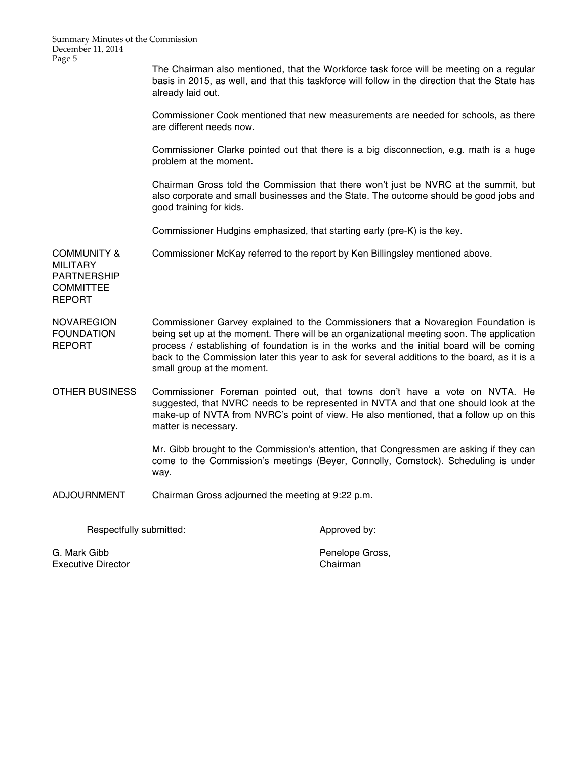The Chairman also mentioned, that the Workforce task force will be meeting on a regular basis in 2015, as well, and that this taskforce will follow in the direction that the State has already laid out.

Commissioner Cook mentioned that new measurements are needed for schools, as there are different needs now.

Commissioner Clarke pointed out that there is a big disconnection, e.g. math is a huge problem at the moment.

Chairman Gross told the Commission that there won't just be NVRC at the summit, but also corporate and small businesses and the State. The outcome should be good jobs and good training for kids.

Commissioner Hudgins emphasized, that starting early (pre-K) is the key.

**COMMUNITY & MILITARY PARTNERSHIP COMMITTEE REPORT**

Commissioner McKay referred to the report by Ken Billingsley mentioned above.

**NOVAREGION FOUNDATION REPORT**

Commissioner Garvey explained to the Commissioners that a Novaregion Foundation is being set up at the moment. There will be an organizational meeting soon. The application process / establishing of foundation is in the works and the initial board will be coming back to the Commission later this year to ask for several additions to the board, as it is a small group at the moment.

**OTHER BUSINESS**

Commissioner Foreman pointed out, that towns don't have a vote on NVTA. He suggested, that NVRC needs to be represented in NVTA and that one should look at the make-up of NVTA from NVRC's point of view. He also mentioned, that a follow up on this matter is necessary.

Mr. Gibb brought to the Commission's attention, that Congressmen are asking if they can come to the Commission's meetings (Beyer, Connolly, Comstock). Scheduling is under way.

**ADJOURNMENT**

Chairman Gross adjourned the meeting at 9:22 p.m.

| | |
|---|---|
| Respectfully submitted: | Approved by: |
| G. Mark Gibb<br>Executive Director | Penelope Gross,<br>Chairman |